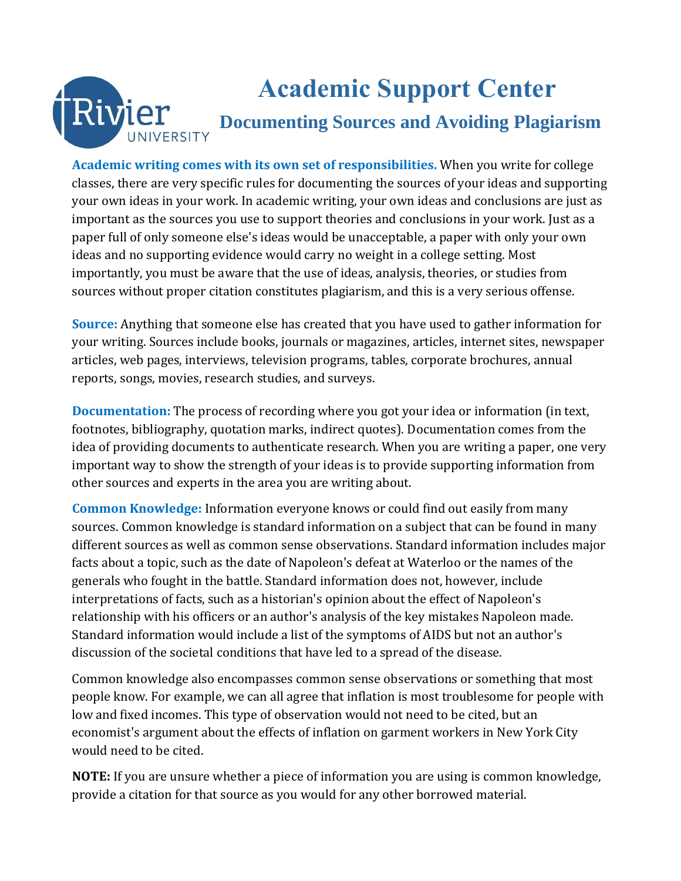# Academic Support Center

## Documenting Sources and Avoiding Plagiarism

**Academic writing comes with its own set of responsibilities.** When you write for college classes, there are very specific rules for documenting the sources of your ideas and supporting your own ideas in your work. In academic writing, your own ideas and conclusions are just as important as the sources you use to support theories and conclusions in your work. Just as a paper full of only someone else's ideas would be unacceptable, a paper with only your own ideas and no supporting evidence would carry no weight in a college setting. Most importantly, you must be aware that the use of ideas, analysis, theories, or studies from sources without proper citation constitutes plagiarism, and this is a very serious offense.

**Source:** Anything that someone else has created that you have used to gather information for your writing. Sources include books, journals or magazines, articles, internet sites, newspaper articles, web pages, interviews, television programs, tables, corporate brochures, annual reports, songs, movies, research studies, and surveys.

**Documentation:** The process of recording where you got your idea or information (in text, footnotes, bibliography, quotation marks, indirect quotes). Documentation comes from the idea of providing documents to authenticate research. When you are writing a paper, one very important way to show the strength of your ideas is to provide supporting information from other sources and experts in the area you are writing about.

**Common Knowledge:** Information everyone knows or could find out easily from many sources. Common knowledge is standard information on a subject that can be found in many different sources as well as common sense observations. Standard information includes major facts about a topic, such as the date of Napoleon's defeat at Waterloo or the names of the generals who fought in the battle. Standard information does not, however, include interpretations of facts, such as a historian's opinion about the effect of Napoleon's relationship with his officers or an author's analysis of the key mistakes Napoleon made. Standard information would include a list of the symptoms of AIDS but not an author's discussion of the societal conditions that have led to a spread of the disease.

Common knowledge also encompasses common sense observations or something that most people know. For example, we can all agree that inflation is most troublesome for people with low and fixed incomes. This type of observation would not need to be cited, but an economist's argument about the effects of inflation on garment workers in New York City would need to be cited.

**NOTE:** If you are unsure whether a piece of information you are using is common knowledge, provide a citation for that source as you would for any other borrowed material.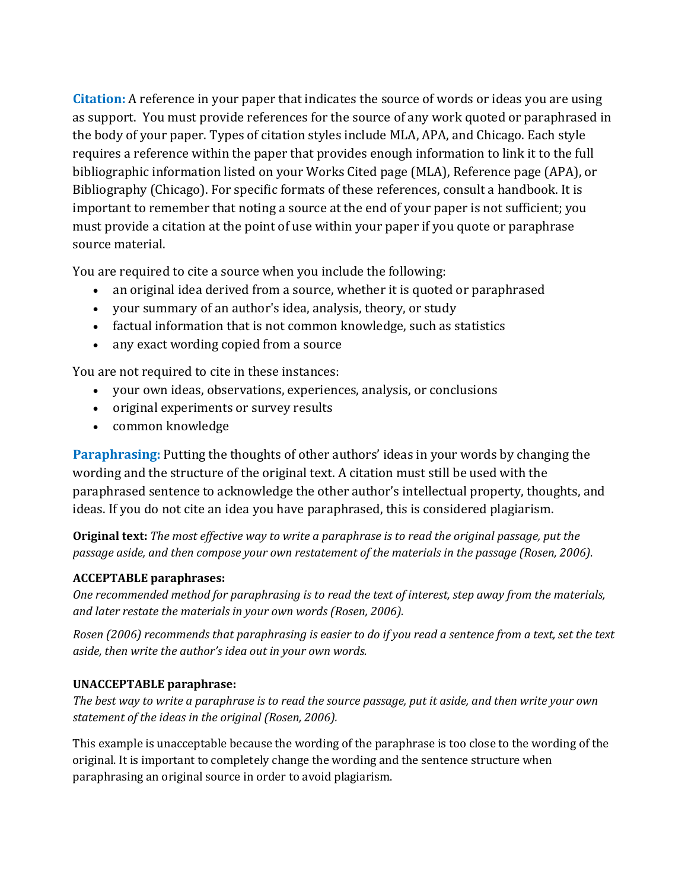**Citation:** A reference in your paper that indicates the source of words or ideas you are using as support. You must provide references for the source of any work quoted or paraphrased in the body of your paper. Types of citation styles include MLA, APA, and Chicago. Each style requires a reference within the paper that provides enough information to link it to the full bibliographic information listed on your Works Cited page (MLA), Reference page (APA), or Bibliography (Chicago). For specific formats of these references, consult a handbook. It is important to remember that noting a source at the end of your paper is not sufficient; you must provide a citation at the point of use within your paper if you quote or paraphrase source material.

You are required to cite a source when you include the following:

- an original idea derived from a source, whether it is quoted or paraphrased
- your summary of an author's idea, analysis, theory, or study
- factual information that is not common knowledge, such as statistics
- any exact wording copied from a source

You are not required to cite in these instances:

- your own ideas, observations, experiences, analysis, or conclusions
- original experiments or survey results
- common knowledge

**Paraphrasing:** Putting the thoughts of other authors' ideas in your words by changing the wording and the structure of the original text. A citation must still be used with the paraphrased sentence to acknowledge the other author's intellectual property, thoughts, and ideas. If you do not cite an idea you have paraphrased, this is considered plagiarism.

**Original text:** *The most effective way to write a paraphrase is to read the original passage, put the passage aside, and then compose your own restatement of the materials in the passage (Rosen, 2006).*

**ACCEPTABLE paraphrases:**

*One recommended method for paraphrasing is to read the text of interest, step away from the materials, and later restate the materials in your own words (Rosen, 2006).*

*Rosen (2006) recommends that paraphrasing is easier to do if you read a sentence from a text, set the text aside, then write the author's idea out in your own words.*

**UNACCEPTABLE paraphrase:**

*The best way to write a paraphrase is to read the source passage, put it aside, and then write your own statement of the ideas in the original (Rosen, 2006).*

This example is unacceptable because the wording of the paraphrase is too close to the wording of the original. It is important to completely change the wording and the sentence structure when paraphrasing an original source in order to avoid plagiarism.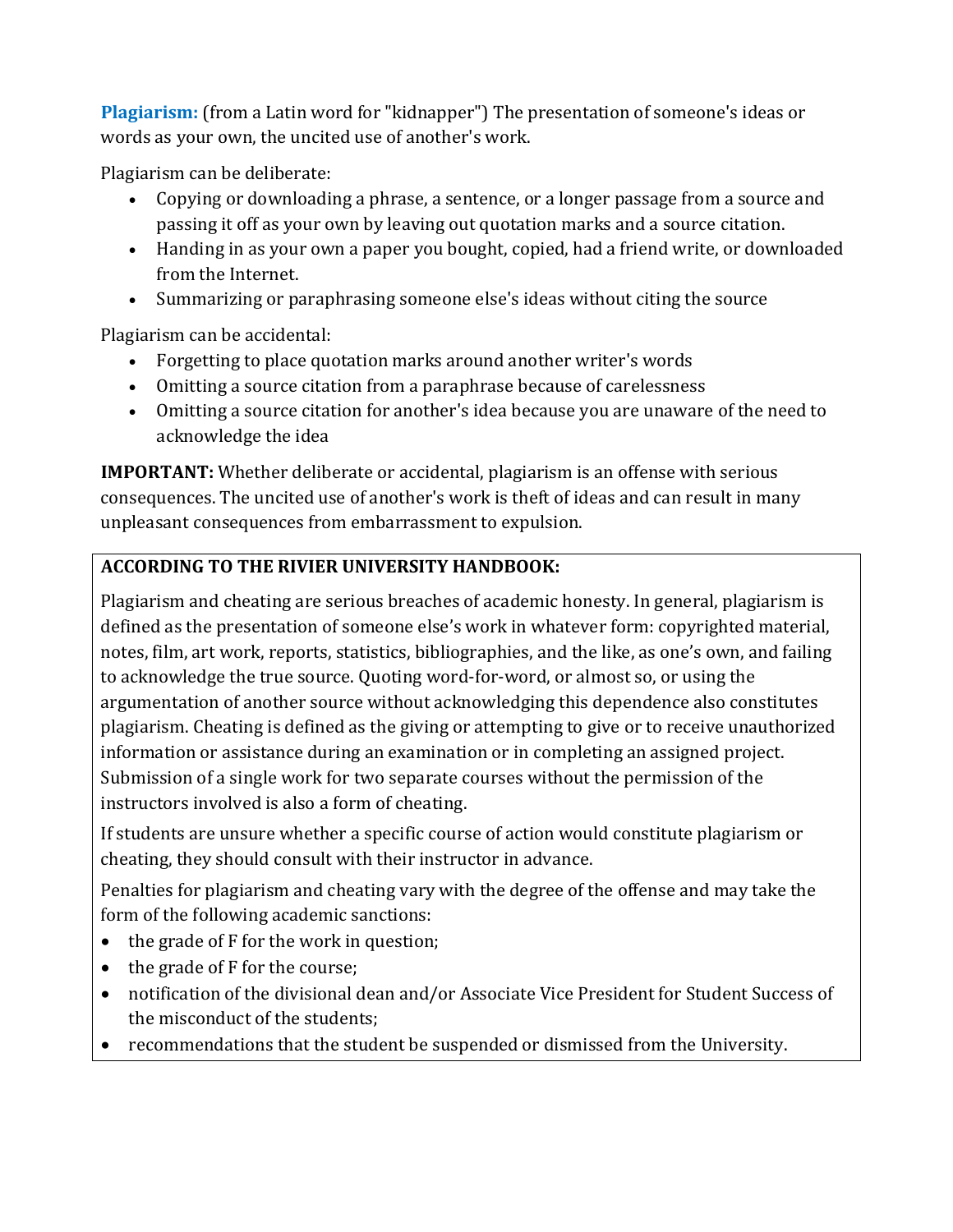**Plagiarism:** (from a Latin word for "kidnapper") The presentation of someone's ideas or words as your own, the uncited use of another's work.

Plagiarism can be deliberate:

- Copying or downloading a phrase, a sentence, or a longer passage from a source and passing it off as your own by leaving out quotation marks and a source citation.
- Handing in as your own a paper you bought, copied, had a friend write, or downloaded from the Internet.
- Summarizing or paraphrasing someone else's ideas without citing the source

Plagiarism can be accidental:

- Forgetting to place quotation marks around another writer's words
- Omitting a source citation from a paraphrase because of carelessness
- Omitting a source citation for another's idea because you are unaware of the need to acknowledge the idea

**IMPORTANT:** Whether deliberate or accidental, plagiarism is an offense with serious consequences. The uncited use of another's work is theft of ideas and can result in many unpleasant consequences from embarrassment to expulsion.

**ACCORDING TO THE RIVIER UNIVERSITY HANDBOOK:**

Plagiarism and cheating are serious breaches of academic honesty. In general, plagiarism is defined as the presentation of someone else's work in whatever form: copyrighted material, notes, film, art work, reports, statistics, bibliographies, and the like, as one's own, and failing to acknowledge the true source. Quoting word-for-word, or almost so, or using the argumentation of another source without acknowledging this dependence also constitutes plagiarism. Cheating is defined as the giving or attempting to give or to receive unauthorized information or assistance during an examination or in completing an assigned project. Submission of a single work for two separate courses without the permission of the instructors involved is also a form of cheating.

If students are unsure whether a specific course of action would constitute plagiarism or cheating, they should consult with their instructor in advance.

Penalties for plagiarism and cheating vary with the degree of the offense and may take the form of the following academic sanctions:

- the grade of F for the work in question;
- the grade of F for the course;
- notification of the divisional dean and/or Associate Vice President for Student Success of the misconduct of the students;
- recommendations that the student be suspended or dismissed from the University.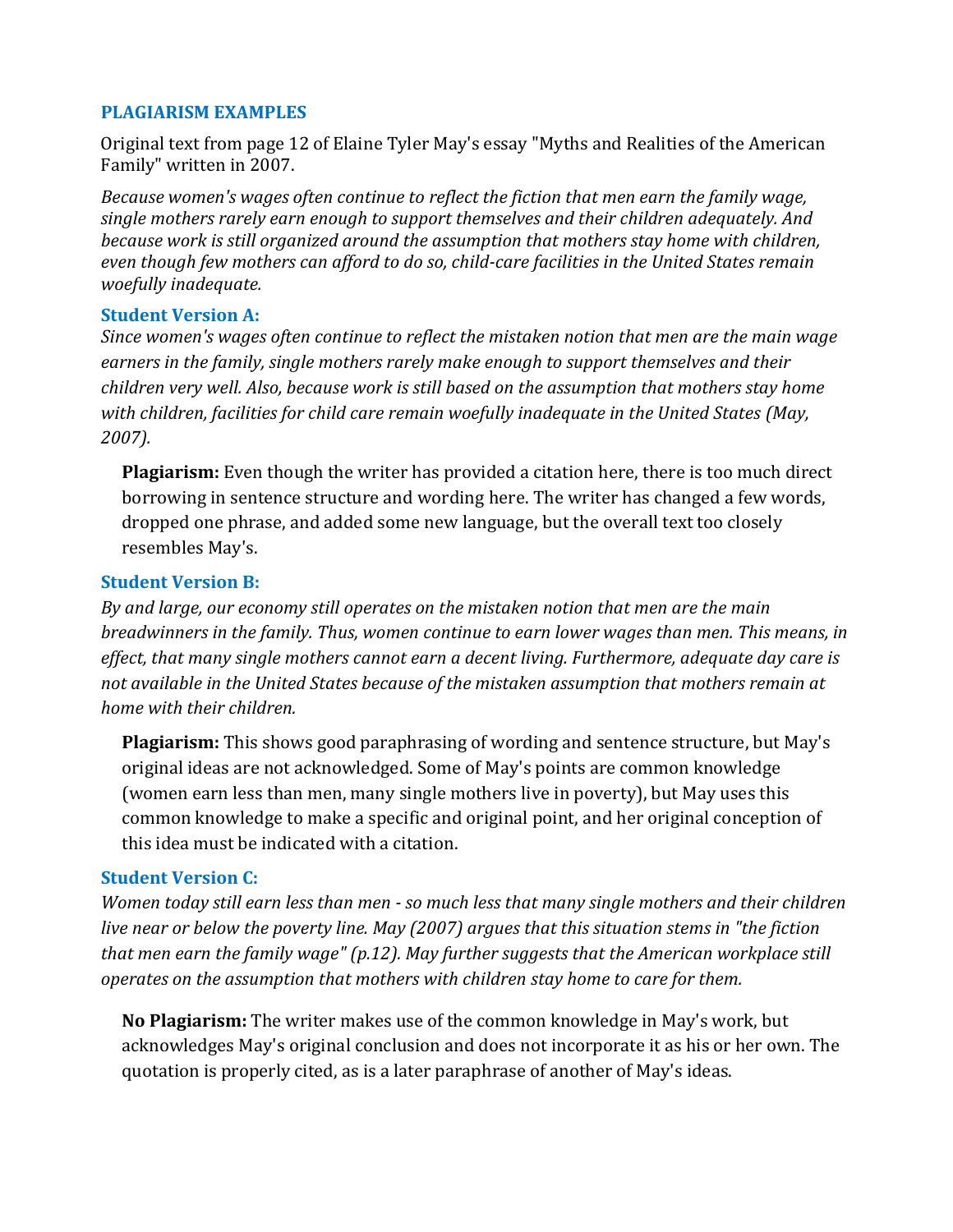## PLAGIARISM EXAMPLES

Original text from page 12 of Elaine Tyler May's essay "Myths and Realities of the American Family" written in 2007.

*Because women's wages often continue to reflect the fiction that men earn the family wage, single mothers rarely earn enough to support themselves and their children adequately. And because work is still organized around the assumption that mothers stay home with children, even though few mothers can afford to do so, child-care facilities in the United States remain woefully inadequate.*

### Student Version A:

*Since women's wages often continue to reflect the mistaken notion that men are the main wage earners in the family, single mothers rarely make enough to support themselves and their children very well. Also, because work is still based on the assumption that mothers stay home with children, facilities for child care remain woefully inadequate in the United States (May, 2007).*

> **Plagiarism:** Even though the writer has provided a citation here, there is too much direct borrowing in sentence structure and wording here. The writer has changed a few words, dropped one phrase, and added some new language, but the overall text too closely resembles May's.

### Student Version B:

*By and large, our economy still operates on the mistaken notion that men are the main breadwinners in the family. Thus, women continue to earn lower wages than men. This means, in effect, that many single mothers cannot earn a decent living. Furthermore, adequate day care is not available in the United States because of the mistaken assumption that mothers remain at home with their children.*

> **Plagiarism:** This shows good paraphrasing of wording and sentence structure, but May's original ideas are not acknowledged. Some of May's points are common knowledge (women earn less than men, many single mothers live in poverty), but May uses this common knowledge to make a specific and original point, and her original conception of this idea must be indicated with a citation.

### Student Version C:

*Women today still earn less than men - so much less that many single mothers and their children live near or below the poverty line. May (2007) argues that this situation stems in "the fiction that men earn the family wage" (p.12). May further suggests that the American workplace still operates on the assumption that mothers with children stay home to care for them.*

> **No Plagiarism:** The writer makes use of the common knowledge in May's work, but acknowledges May's original conclusion and does not incorporate it as his or her own. The quotation is properly cited, as is a later paraphrase of another of May's ideas.